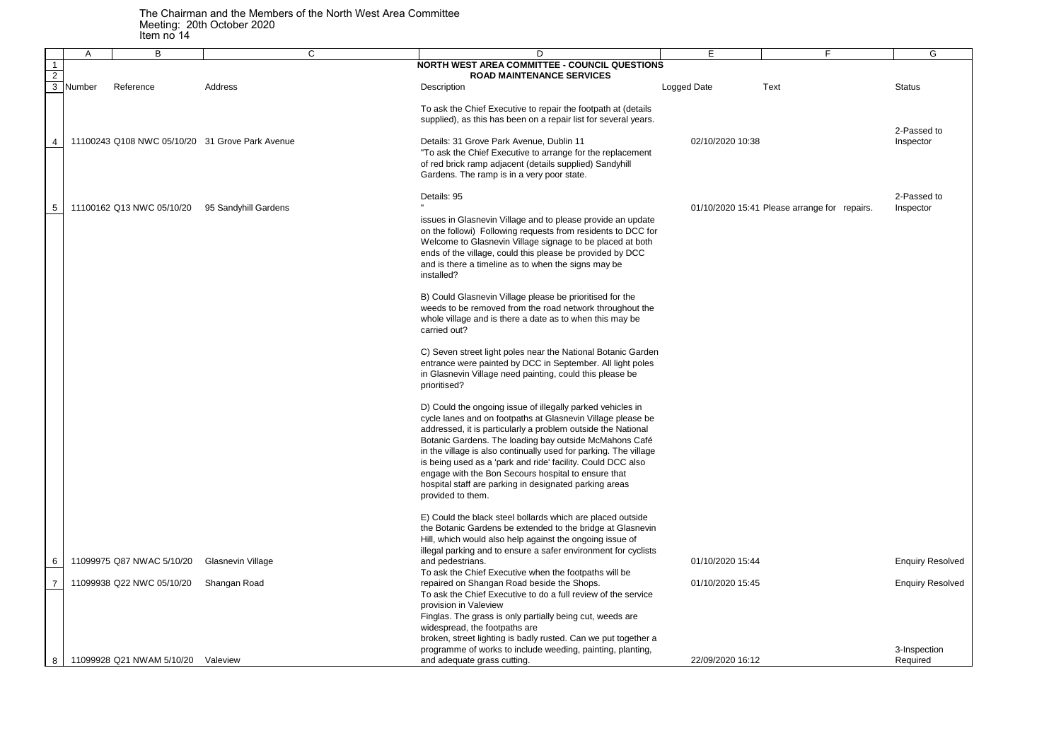The Chairman and the Members of the North West Area Committee
Meeting: 20th October 2020
Item no 14

## NORTH WEST AREA COMMITTEE - COUNCIL QUESTIONS
### ROAD MAINTENANCE SERVICES

| Number | Reference | Address | Description | Logged Date | Text | Status |
|---|---|---|---|---|---|---|
| 11100243 | Q108 NWC 05/10/20 | 31 Grove Park Avenue | To ask the Chief Executive to repair the footpath at (details supplied), as this has been on a repair list for several years.<br><br>Details: 31 Grove Park Avenue, Dublin 11 | 02/10/2020 10:38 | | 2-Passed to Inspector |
| 11100162 | Q13 NWC 05/10/20 | 95 Sandyhill Gardens | "To ask the Chief Executive to arrange for the replacement of red brick ramp adjacent (details supplied) Sandyhill Gardens. The ramp is in a very poor state.<br><br>Details: 95<br>" | 01/10/2020 15:41 | Please arrange for repairs. | 2-Passed to Inspector |
| 11099975 | Q87 NWAC 5/10/20 | Glasnevin Village | issues in Glasnevin Village and to please provide an update on the followi) Following requests from residents to DCC for Welcome to Glasnevin Village signage to be placed at both ends of the village, could this please be provided by DCC and is there a timeline as to when the signs may be installed?<br><br>B) Could Glasnevin Village please be prioritised for the weeds to be removed from the road network throughout the whole village and is there a date as to when this may be carried out?<br><br>C) Seven street light poles near the National Botanic Garden entrance were painted by DCC in September. All light poles in Glasnevin Village need painting, could this please be prioritised?<br><br>D) Could the ongoing issue of illegally parked vehicles in cycle lanes and on footpaths at Glasnevin Village please be addressed, it is particularly a problem outside the National Botanic Gardens. The loading bay outside McMahons Café in the village is also continually used for parking. The village is being used as a 'park and ride' facility. Could DCC also engage with the Bon Secours hospital to ensure that hospital staff are parking in designated parking areas provided to them.<br><br>E) Could the black steel bollards which are placed outside the Botanic Gardens be extended to the bridge at Glasnevin Hill, which would also help against the ongoing issue of illegal parking and to ensure a safer environment for cyclists and pedestrians. | 01/10/2020 15:44 | | Enquiry Resolved |
| 11099938 | Q22 NWC 05/10/20 | Shangan Road | To ask the Chief Executive when the footpaths will be repaired on Shangan Road beside the Shops. | 01/10/2020 15:45 | | Enquiry Resolved |
| 11099928 | Q21 NWAM 5/10/20 | Valeview | To ask the Chief Executive to do a full review of the service provision in Valeview<br>Finglas. The grass is only partially being cut, weeds are widespread, the footpaths are<br>broken, street lighting is badly rusted. Can we put together a programme of works to include weeding, painting, planting, and adequate grass cutting. | 22/09/2020 16:12 | | 3-Inspection Required |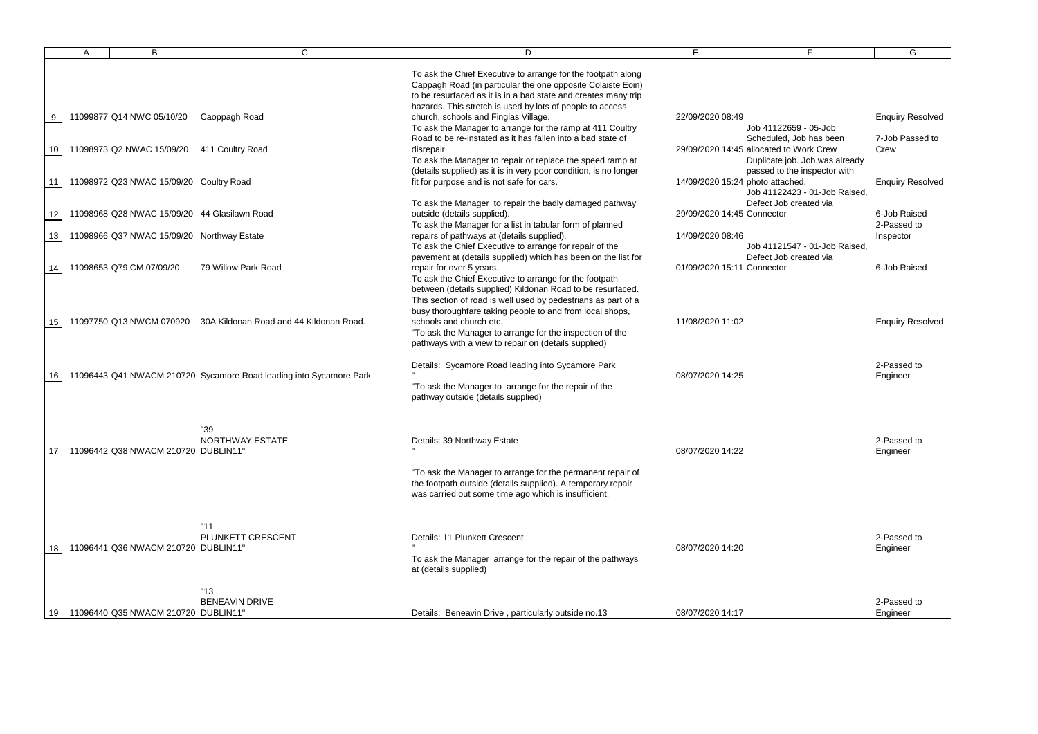| | A | B | C | D | E | F | G |
|---|---|---|---|---|---|---|---|
| 9 | | 11099877 Q14 NWC 05/10/20 | Caoppagh Road | To ask the Chief Executive to arrange for the footpath along Cappagh Road (in particular the one opposite Colaiste Eoin) to be resurfaced as it is in a bad state and creates many trip hazards. This stretch is used by lots of people to access church, schools and Finglas Village. | 22/09/2020 08:49 | | Enquiry Resolved |
| 10 | | 11098973 Q2 NWAC 15/09/20 | 411 Coultry Road | To ask the Manager to arrange for the ramp at 411 Coultry Road to be re-instated as it has fallen into a bad state of disrepair. | 29/09/2020 14:45 | Job 41122659 - 05-Job Scheduled, Job has been allocated to Work Crew | 7-Job Passed to Crew |
| 11 | | 11098972 Q23 NWAC 15/09/20 | Coultry Road | To ask the Manager to repair or replace the speed ramp at (details supplied) as it is in very poor condition, is no longer fit for purpose and is not safe for cars. | 14/09/2020 15:24 | Duplicate job. Job was already passed to the inspector with photo attached. | Enquiry Resolved |
| 12 | | 11098968 Q28 NWAC 15/09/20 | 44 Glasilawn Road | To ask the Manager to repair the badly damaged pathway outside (details supplied). | 29/09/2020 14:45 | Job 41122423 - 01-Job Raised, Defect Job created via Connector | 6-Job Raised |
| 13 | | 11098966 Q37 NWAC 15/09/20 | Northway Estate | To ask the Manager for a list in tabular form of planned repairs of pathways at (details supplied). | 14/09/2020 08:46 | | 2-Passed to Inspector |
| 14 | | 11098653 Q79 CM 07/09/20 | 79 Willow Park Road | To ask the Chief Executive to arrange for repair of the pavement at (details supplied) which has been on the list for repair for over 5 years. | 01/09/2020 15:11 | Job 41121547 - 01-Job Raised, Defect Job created via Connector | 6-Job Raised |
| 15 | | 11097750 Q13 NWCM 070920 | 30A Kildonan Road and 44 Kildonan Road. | To ask the Chief Executive to arrange for the footpath between (details supplied) Kildonan Road to be resurfaced. This section of road is well used by pedestrians as part of a busy thoroughfare taking people to and from local shops, schools and church etc. | 11/08/2020 11:02 | | Enquiry Resolved |
| 16 | | 11096443 Q41 NWACM 210720 | Sycamore Road leading into Sycamore Park | "To ask the Manager to arrange for the inspection of the pathways with a view to repair on (details supplied)<br><br>Details: Sycamore Road leading into Sycamore Park<br>" | 08/07/2020 14:25 | | 2-Passed to Engineer |
| 17 | | 11096442 Q38 NWACM 210720 | "39<br>NORTHWAY ESTATE<br>DUBLIN11" | "To ask the Manager to arrange for the repair of the pathway outside (details supplied)<br><br>Details: 39 Northway Estate<br>" | 08/07/2020 14:22 | | 2-Passed to Engineer |
| 18 | | 11096441 Q36 NWACM 210720 | "11<br>PLUNKETT CRESCENT<br>DUBLIN11" | "To ask the Manager to arrange for the permanent repair of the footpath outside (details supplied). A temporary repair was carried out some time ago which is insufficient.<br><br>Details: 11 Plunkett Crescent<br>" | 08/07/2020 14:20 | | 2-Passed to Engineer |
| 19 | | 11096440 Q35 NWACM 210720 | "13<br>BENEAVIN DRIVE<br>DUBLIN11" | To ask the Manager arrange for the repair of the pathways at (details supplied)<br><br>Details: Beneavin Drive , particularly outside no.13 | 08/07/2020 14:17 | | 2-Passed to Engineer |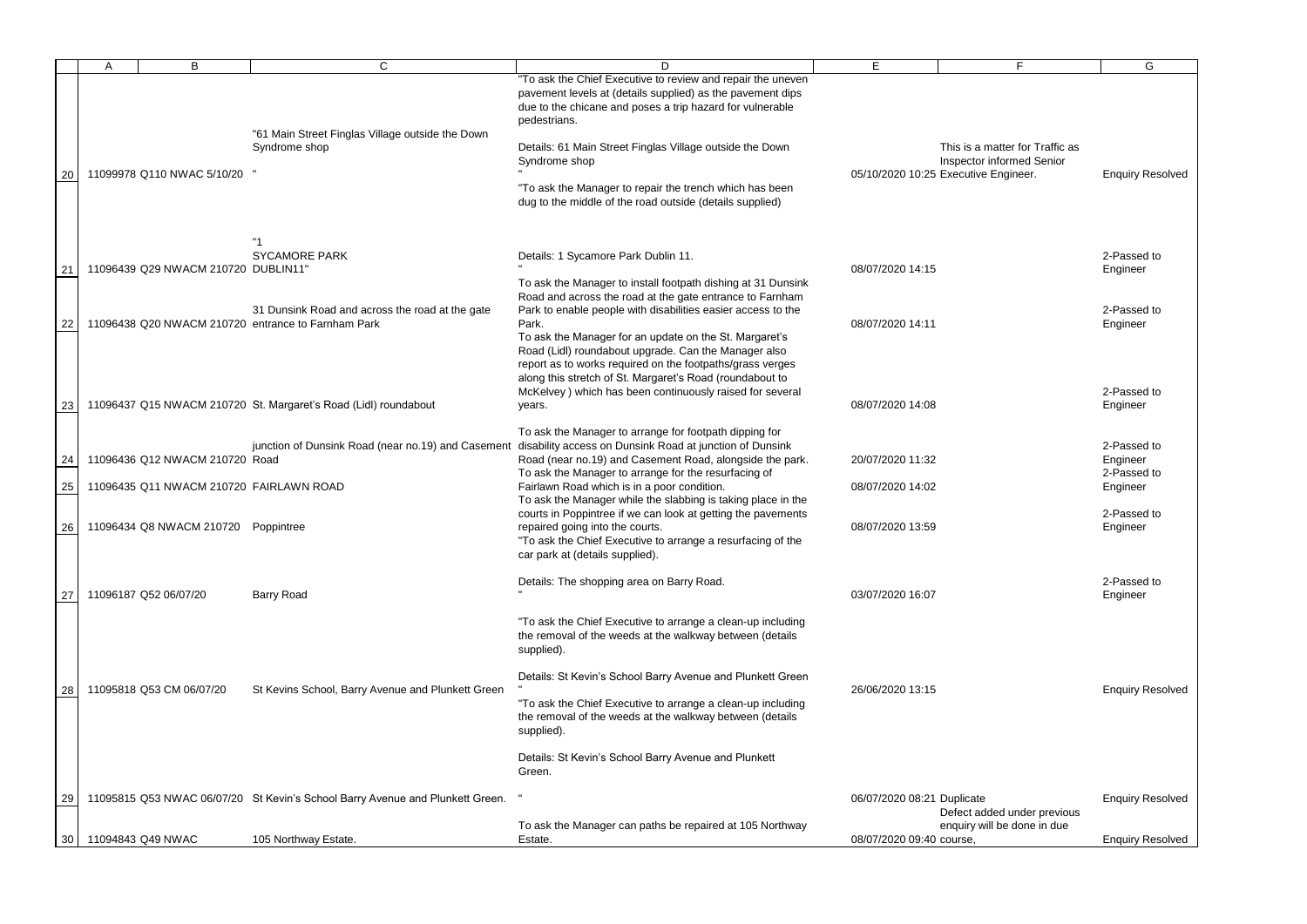| | A | B | C | D | E | F | G |
|---|---|---|---|---|---|---|---|
| 20 | | 11099978 Q110 NWAC 5/10/20 " | "61 Main Street Finglas Village outside the Down Syndrome shop | "To ask the Chief Executive to review and repair the uneven pavement levels at (details supplied) as the pavement dips due to the chicane and poses a trip hazard for vulnerable pedestrians. Details: 61 Main Street Finglas Village outside the Down Syndrome shop " | 05/10/2020 10:25 | This is a matter for Traffic as Inspector informed Senior Executive Engineer. | Enquiry Resolved |
| 21 | | 11096439 Q29 NWACM 210720 | "1 SYCAMORE PARK DUBLIN11" | "To ask the Manager to repair the trench which has been dug to the middle of the road outside (details supplied) Details: 1 Sycamore Park Dublin 11. " | 08/07/2020 14:15 | | 2-Passed to Engineer |
| 22 | | 11096438 Q20 NWACM 210720 | 31 Dunsink Road and across the road at the gate entrance to Farnham Park | To ask the Manager to install footpath dishing at 31 Dunsink Road and across the road at the gate entrance to Farnham Park to enable people with disabilities easier access to the Park. | 08/07/2020 14:11 | | 2-Passed to Engineer |
| 23 | | 11096437 Q15 NWACM 210720 | St. Margaret's Road (Lidl) roundabout | To ask the Manager for an update on the St. Margaret's Road (Lidl) roundabout upgrade. Can the Manager also report as to works required on the footpaths/grass verges along this stretch of St. Margaret's Road (roundabout to McKelvey ) which has been continuously raised for several years. | 08/07/2020 14:08 | | 2-Passed to Engineer |
| 24 | | 11096436 Q12 NWACM 210720 | junction of Dunsink Road (near no.19) and Casement Road | To ask the Manager to arrange for footpath dipping for disability access on Dunsink Road at junction of Dunsink Road (near no.19) and Casement Road, alongside the park. | 20/07/2020 11:32 | | 2-Passed to Engineer |
| 25 | | 11096435 Q11 NWACM 210720 | FAIRLAWN ROAD | To ask the Manager to arrange for the resurfacing of Fairlawn Road which is in a poor condition. | 08/07/2020 14:02 | | 2-Passed to Engineer |
| 26 | | 11096434 Q8 NWACM 210720 | Poppintree | To ask the Manager while the slabbing is taking place in the courts in Poppintree if we can look at getting the pavements repaired going into the courts. | 08/07/2020 13:59 | | 2-Passed to Engineer |
| 27 | | 11096187 Q52 06/07/20 | Barry Road | "To ask the Chief Executive to arrange a resurfacing of the car park at (details supplied). Details: The shopping area on Barry Road. " | 03/07/2020 16:07 | | 2-Passed to Engineer |
| 28 | | 11095818 Q53 CM 06/07/20 | St Kevins School, Barry Avenue and Plunkett Green | "To ask the Chief Executive to arrange a clean-up including the removal of the weeds at the walkway between (details supplied). Details: St Kevin's School Barry Avenue and Plunkett Green " | 26/06/2020 13:15 | | Enquiry Resolved |
| 29 | | 11095815 Q53 NWAC 06/07/20 | St Kevin's School Barry Avenue and Plunkett Green. | "To ask the Chief Executive to arrange a clean-up including the removal of the weeds at the walkway between (details supplied). Details: St Kevin's School Barry Avenue and Plunkett Green. " | 06/07/2020 08:21 | Duplicate | Enquiry Resolved |
| 30 | | 11094843 Q49 NWAC | 105 Northway Estate. | To ask the Manager can paths be repaired at 105 Northway Estate. | 08/07/2020 09:40 | Defect added under previous enquiry will be done in due course, | Enquiry Resolved |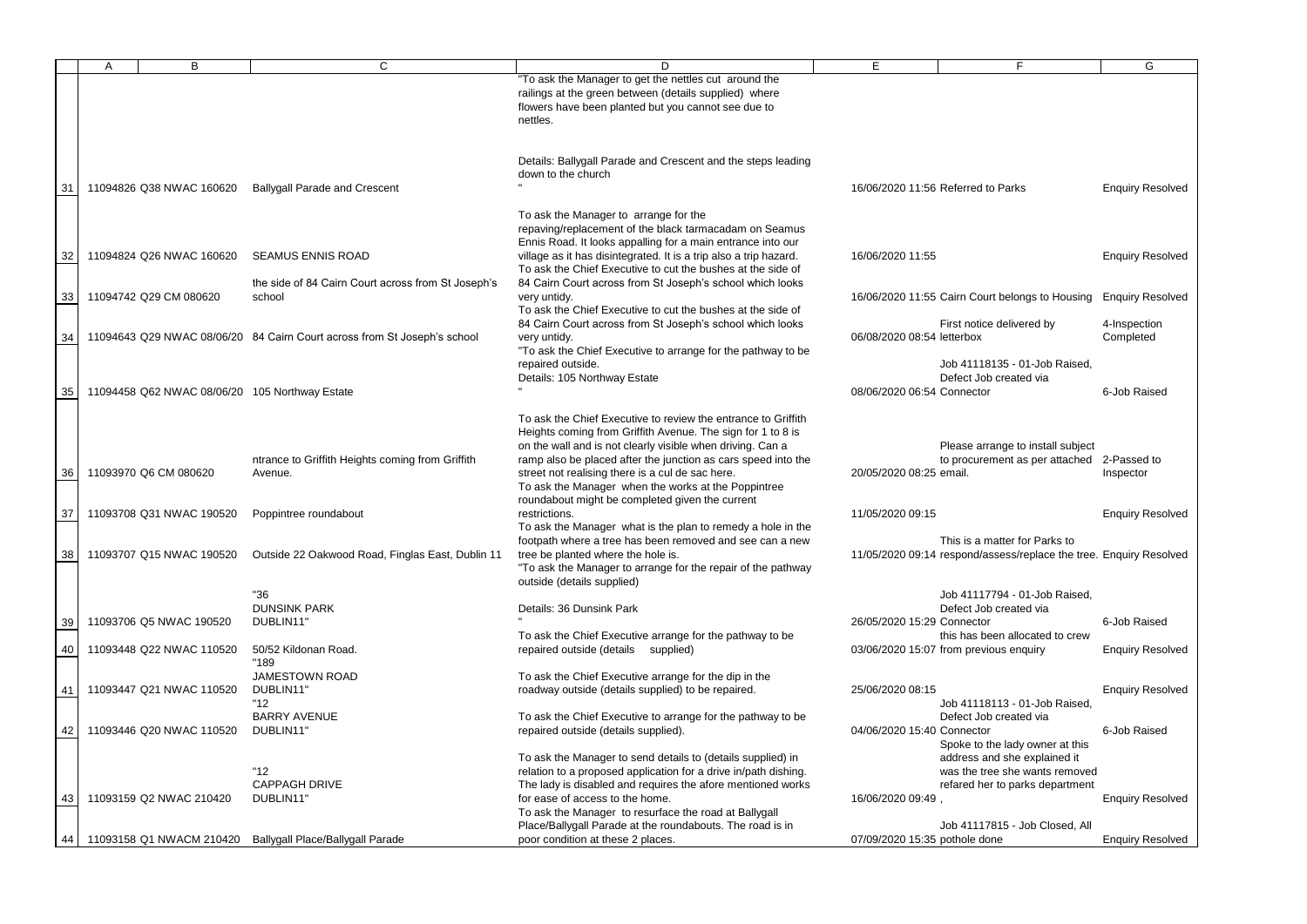| | A | B | C | D | E | F | G |
|---|---|---|---|---|---|---|---|
| 31 | | 11094826 Q38 NWAC 160620 | Ballygall Parade and Crescent | "To ask the Manager to get the nettles cut around the railings at the green between (details supplied) where flowers have been planted but you cannot see due to nettles. Details: Ballygall Parade and Crescent and the steps leading down to the church " | 16/06/2020 11:56 | Referred to Parks | Enquiry Resolved |
| 32 | | 11094824 Q26 NWAC 160620 | SEAMUS ENNIS ROAD | To ask the Manager to arrange for the repaving/replacement of the black tarmacadam on Seamus Ennis Road. It looks appalling for a main entrance into our village as it has disintegrated. It is a trip also a trip hazard. | 16/06/2020 11:55 | | Enquiry Resolved |
| 33 | | 11094742 Q29 CM 080620 | the side of 84 Cairn Court across from St Joseph's school | To ask the Chief Executive to cut the bushes at the side of 84 Cairn Court across from St Joseph's school which looks very untidy. | 16/06/2020 11:55 | Cairn Court belongs to Housing | Enquiry Resolved |
| 34 | | 11094643 Q29 NWAC 08/06/20 | 84 Cairn Court across from St Joseph's school | To ask the Chief Executive to cut the bushes at the side of 84 Cairn Court across from St Joseph's school which looks very untidy. | 06/08/2020 08:54 | First notice delivered by letterbox | 4-Inspection Completed |
| 35 | | 11094458 Q62 NWAC 08/06/20 | 105 Northway Estate | "To ask the Chief Executive to arrange for the pathway to be repaired outside. Details: 105 Northway Estate " | 08/06/2020 06:54 | Job 41118135 - 01-Job Raised, Defect Job created via Connector | 6-Job Raised |
| 36 | | 11093970 Q6 CM 080620 | ntrance to Griffith Heights coming from Griffith Avenue. | To ask the Chief Executive to review the entrance to Griffith Heights coming from Griffith Avenue. The sign for 1 to 8 is on the wall and is not clearly visible when driving. Can a ramp also be placed after the junction as cars speed into the street not realising there is a cul de sac here. | 20/05/2020 08:25 | Please arrange to install subject to procurement as per attached email. | 2-Passed to Inspector |
| 37 | | 11093708 Q31 NWAC 190520 | Poppintree roundabout | To ask the Manager when the works at the Poppintree roundabout might be completed given the current restrictions. | 11/05/2020 09:15 | | Enquiry Resolved |
| 38 | | 11093707 Q15 NWAC 190520 | Outside 22 Oakwood Road, Finglas East, Dublin 11 | To ask the Manager what is the plan to remedy a hole in the footpath where a tree has been removed and see can a new tree be planted where the hole is. | 11/05/2020 09:14 | This is a matter for Parks to respond/assess/replace the tree. | Enquiry Resolved |
| 39 | | 11093706 Q5 NWAC 190520 | "36 DUNSINK PARK DUBLIN11" | "To ask the Manager to arrange for the repair of the pathway outside (details supplied) Details: 36 Dunsink Park " | 26/05/2020 15:29 | Job 41117794 - 01-Job Raised, Defect Job created via Connector | 6-Job Raised |
| 40 | | 11093448 Q22 NWAC 110520 | 50/52 Kildonan Road. | To ask the Chief Executive arrange for the pathway to be repaired outside (details supplied) | 03/06/2020 15:07 | this has been allocated to crew from previous enquiry | Enquiry Resolved |
| 41 | | 11093447 Q21 NWAC 110520 | "189 JAMESTOWN ROAD DUBLIN11" | To ask the Chief Executive arrange for the dip in the roadway outside (details supplied) to be repaired. | 25/06/2020 08:15 | | Enquiry Resolved |
| 42 | | 11093446 Q20 NWAC 110520 | "12 BARRY AVENUE DUBLIN11" | To ask the Chief Executive to arrange for the pathway to be repaired outside (details supplied). | 04/06/2020 15:40 | Job 41118113 - 01-Job Raised, Defect Job created via Connector | 6-Job Raised |
| 43 | | 11093159 Q2 NWAC 210420 | "12 CAPPAGH DRIVE DUBLIN11" | To ask the Manager to send details to (details supplied) in relation to a proposed application for a drive in/path dishing. The lady is disabled and requires the afore mentioned works for ease of access to the home. | 16/06/2020 09:49 , | Spoke to the lady owner at this address and she explained it was the tree she wants removed refared her to parks department | Enquiry Resolved |
| 44 | | 11093158 Q1 NWACM 210420 | Ballygall Place/Ballygall Parade | To ask the Manager to resurface the road at Ballygall Place/Ballygall Parade at the roundabouts. The road is in poor condition at these 2 places. | 07/09/2020 15:35 | Job 41117815 - Job Closed, All pothole done | Enquiry Resolved |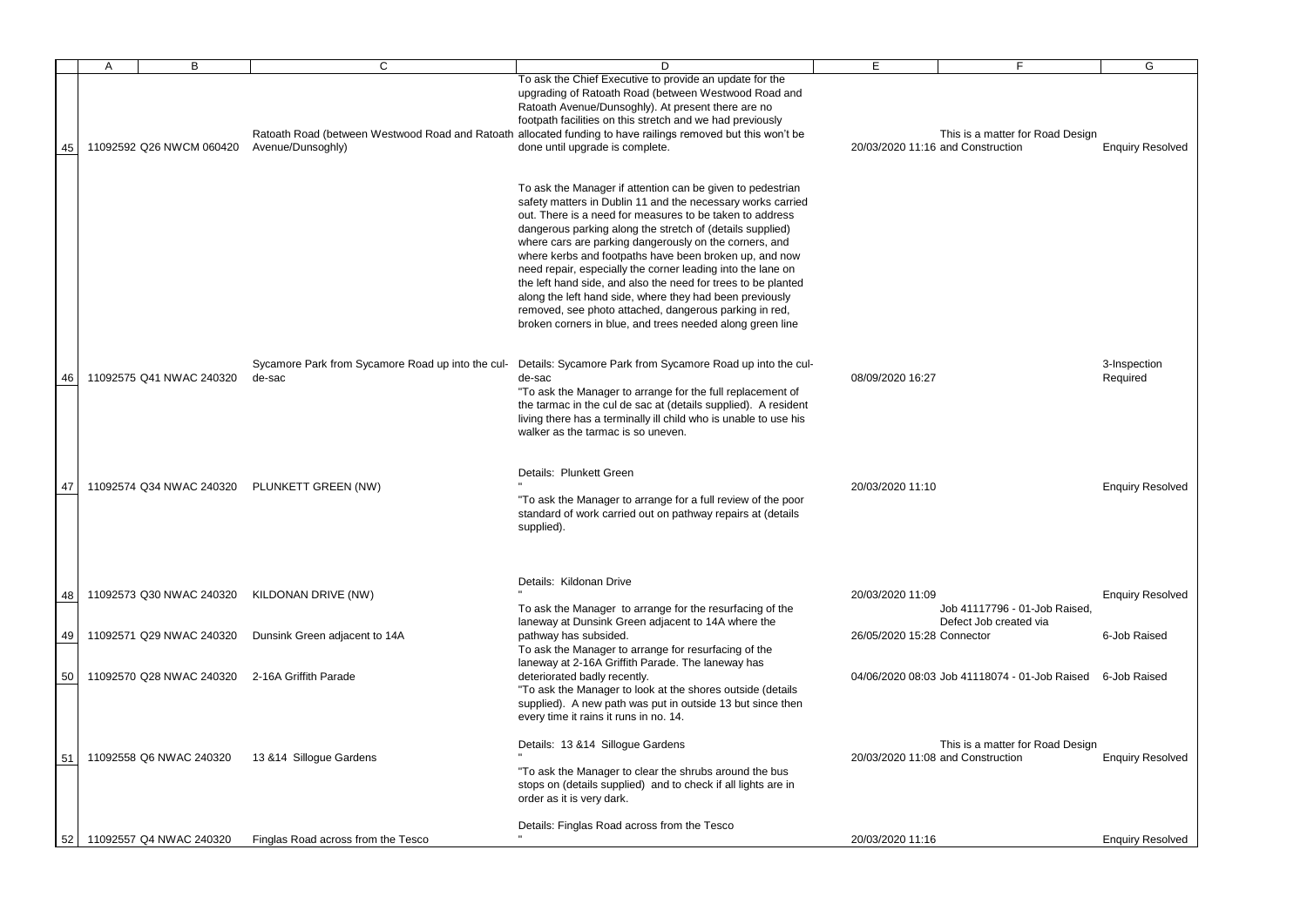| | A | B | C | D | E | F | G |
|---|---|---|---|---|---|---|---|
| 45 | 11092592 | Q26 NWCM 060420 | Ratoath Road (between Westwood Road and Ratoath Avenue/Dunsoghly) | To ask the Chief Executive to provide an update for the upgrading of Ratoath Road (between Westwood Road and Ratoath Avenue/Dunsoghly). At present there are no footpath facilities on this stretch and we had previously allocated funding to have railings removed but this won't be done until upgrade is complete. | 20/03/2020 11:16 | This is a matter for Road Design and Construction | Enquiry Resolved |
| 46 | 11092575 | Q41 NWAC 240320 | Sycamore Park from Sycamore Road up into the cul-de-sac | To ask the Manager if attention can be given to pedestrian safety matters in Dublin 11 and the necessary works carried out. There is a need for measures to be taken to address dangerous parking along the stretch of (details supplied) where cars are parking dangerously on the corners, and where kerbs and footpaths have been broken up, and now need repair, especially the corner leading into the lane on the left hand side, and also the need for trees to be planted along the left hand side, where they had been previously removed, see photo attached, dangerous parking in red, broken corners in blue, and trees needed along green line<br><br>Details: Sycamore Park from Sycamore Road up into the cul-de-sac | 08/09/2020 16:27 | | 3-Inspection Required |
| 47 | 11092574 | Q34 NWAC 240320 | PLUNKETT GREEN (NW) | "To ask the Manager to arrange for the full replacement of the tarmac in the cul de sac at (details supplied). A resident living there has a terminally ill child who is unable to use his walker as the tarmac is so uneven.<br><br>Details: Plunkett Green<br>" | 20/03/2020 11:10 | | Enquiry Resolved |
| 48 | 11092573 | Q30 NWAC 240320 | KILDONAN DRIVE (NW) | "To ask the Manager to arrange for a full review of the poor standard of work carried out on pathway repairs at (details supplied).<br><br>Details: Kildonan Drive<br>" | 20/03/2020 11:09 | | Enquiry Resolved |
| 49 | 11092571 | Q29 NWAC 240320 | Dunsink Green adjacent to 14A | To ask the Manager to arrange for the resurfacing of the laneway at Dunsink Green adjacent to 14A where the pathway has subsided. | 26/05/2020 15:28 | Job 41117796 - 01-Job Raised, Defect Job created via Connector | 6-Job Raised |
| 50 | 11092570 | Q28 NWAC 240320 | 2-16A Griffith Parade | To ask the Manager to arrange for resurfacing of the laneway at 2-16A Griffith Parade. The laneway has deteriorated badly recently. | 04/06/2020 08:03 | Job 41118074 - 01-Job Raised | 6-Job Raised |
| 51 | 11092558 | Q6 NWAC 240320 | 13 &14 Sillogue Gardens | "To ask the Manager to look at the shores outside (details supplied). A new path was put in outside 13 but since then every time it rains it runs in no. 14.<br><br>Details: 13 &14 Sillogue Gardens<br>" | 20/03/2020 11:08 | This is a matter for Road Design and Construction | Enquiry Resolved |
| 52 | 11092557 | Q4 NWAC 240320 | Finglas Road across from the Tesco | "To ask the Manager to clear the shrubs around the bus stops on (details supplied) and to check if all lights are in order as it is very dark.<br><br>Details: Finglas Road across from the Tesco<br>" | 20/03/2020 11:16 | | Enquiry Resolved |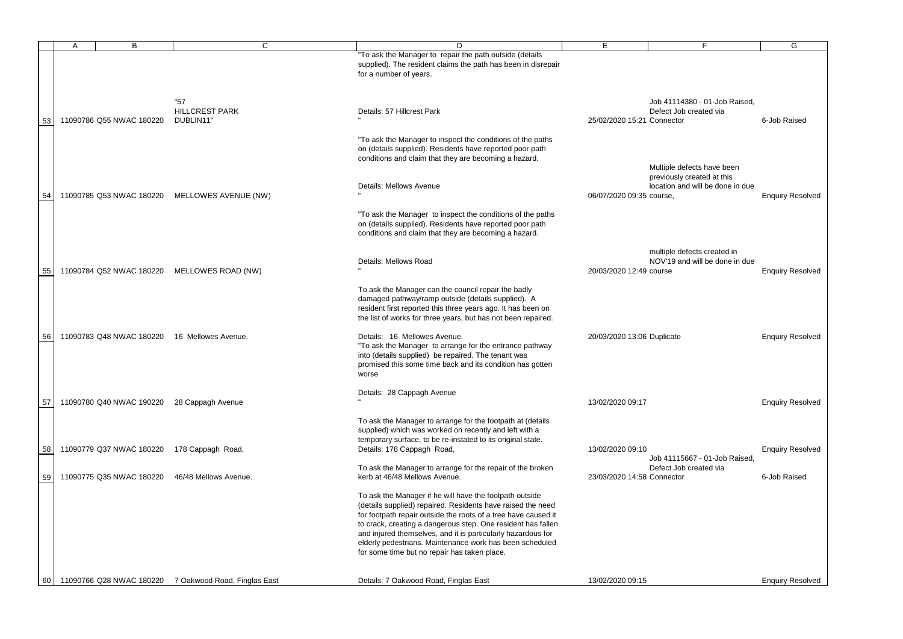| | A | B | C | D | E | F | G |
|---|---|---|---|---|---|---|---|
| 53 | 11090786 | Q55 NWAC 180220 | "57 HILLCREST PARK DUBLIN11" | "To ask the Manager to repair the path outside (details supplied). The resident claims the path has been in disrepair for a number of years. Details: 57 Hillcrest Park " | 25/02/2020 15:21 | Job 41114380 - 01-Job Raised, Defect Job created via Connector | 6-Job Raised |
| 54 | 11090785 | Q53 NWAC 180220 | MELLOWES AVENUE (NW) | "To ask the Manager to inspect the conditions of the paths on (details supplied). Residents have reported poor path conditions and claim that they are becoming a hazard. Details: Mellows Avenue " | 06/07/2020 09:35 | Multiple defects have been previously created at this location and will be done in due course, | Enquiry Resolved |
| 55 | 11090784 | Q52 NWAC 180220 | MELLOWES ROAD (NW) | "To ask the Manager to inspect the conditions of the paths on (details supplied). Residents have reported poor path conditions and claim that they are becoming a hazard. Details: Mellows Road " | 20/03/2020 12:49 | multiple defects created in NOV'19 and will be done in due course | Enquiry Resolved |
| 56 | 11090783 | Q48 NWAC 180220 | 16 Mellowes Avenue. | To ask the Manager can the council repair the badly damaged pathway/ramp outside (details supplied). A resident first reported this three years ago. It has been on the list of works for three years, but has not been repaired. Details: 16 Mellowes Avenue. | 20/03/2020 13:06 | Duplicate | Enquiry Resolved |
| 57 | 11090780 | Q40 NWAC 190220 | 28 Cappagh Avenue | "To ask the Manager to arrange for the entrance pathway into (details supplied) be repaired. The tenant was promised this some time back and its condition has gotten worse Details: 28 Cappagh Avenue " | 13/02/2020 09:17 | | Enquiry Resolved |
| 58 | 11090779 | Q37 NWAC 180220 | 178 Cappagh Road, | To ask the Manager to arrange for the footpath at (details supplied) which was worked on recently and left with a temporary surface, to be re-instated to its original state. Details: 178 Cappagh Road, | 13/02/2020 09:10 | | Enquiry Resolved |
| 59 | 11090775 | Q35 NWAC 180220 | 46/48 Mellows Avenue. | To ask the Manager to arrange for the repair of the broken kerb at 46/48 Mellows Avenue. | 23/03/2020 14:58 | Job 41115667 - 01-Job Raised, Defect Job created via Connector | 6-Job Raised |
| 60 | 11090766 | Q28 NWAC 180220 | 7 Oakwood Road, Finglas East | To ask the Manager if he will have the footpath outside (details supplied) repaired. Residents have raised the need for footpath repair outside the roots of a tree have caused it to crack, creating a dangerous step. One resident has fallen and injured themselves, and it is particularly hazardous for elderly pedestrians. Maintenance work has been scheduled for some time but no repair has taken place. Details: 7 Oakwood Road, Finglas East | 13/02/2020 09:15 | | Enquiry Resolved |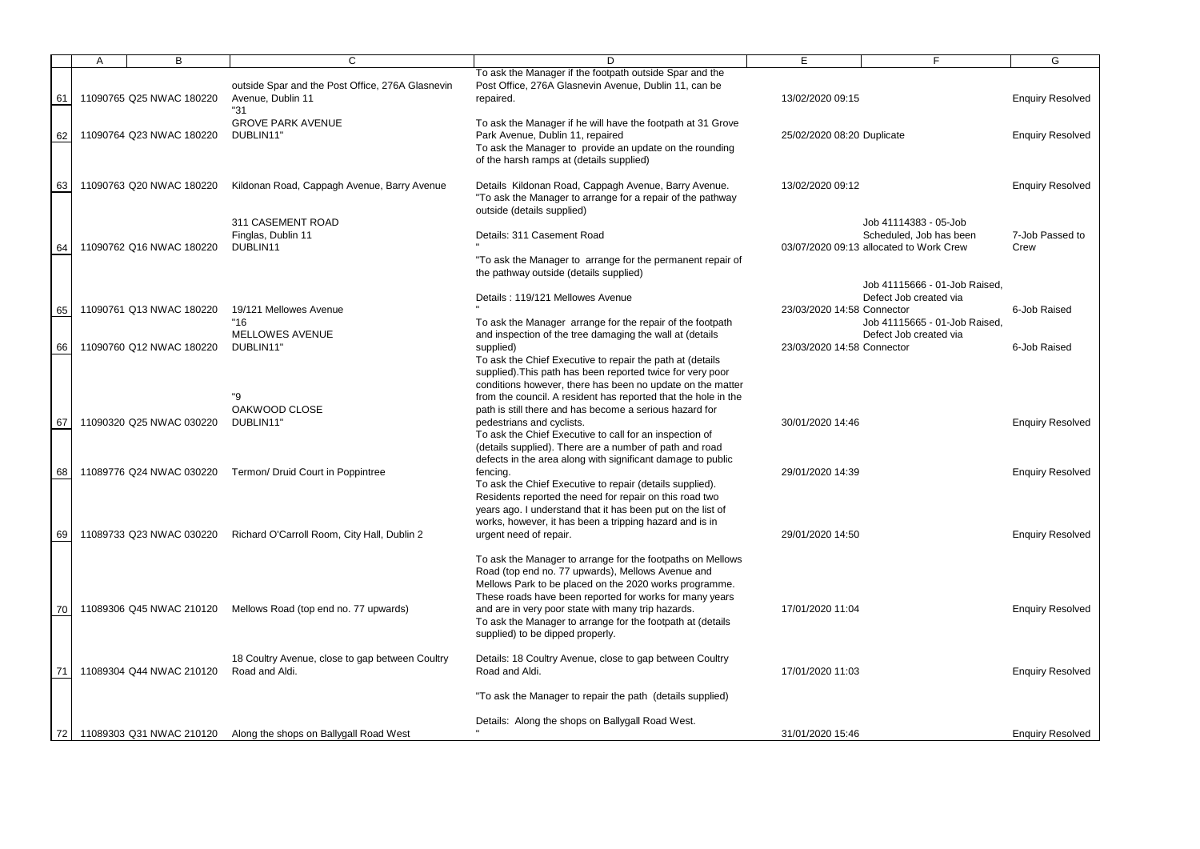| | A | B | C | D | E | F | G |
|---|---|---|---|---|---|---|---|
| 61 | 11090765 | Q25 NWAC 180220 | outside Spar and the Post Office, 276A Glasnevin Avenue, Dublin 11 | To ask the Manager if the footpath outside Spar and the Post Office, 276A Glasnevin Avenue, Dublin 11, can be repaired. | 13/02/2020 09:15 | | Enquiry Resolved |
| 62 | 11090764 | Q23 NWAC 180220 | "31 GROVE PARK AVENUE DUBLIN11" | To ask the Manager if he will have the footpath at 31 Grove Park Avenue, Dublin 11, repaired | 25/02/2020 08:20 | Duplicate | Enquiry Resolved |
| 63 | 11090763 | Q20 NWAC 180220 | Kildonan Road, Cappagh Avenue, Barry Avenue | To ask the Manager to provide an update on the rounding of the harsh ramps at (details supplied) Details Kildonan Road, Cappagh Avenue, Barry Avenue. | 13/02/2020 09:12 | | Enquiry Resolved |
| 64 | 11090762 | Q16 NWAC 180220 | 311 CASEMENT ROAD Finglas, Dublin 11 DUBLIN11 | "To ask the Manager to arrange for a repair of the pathway outside (details supplied) Details: 311 Casement Road " | 03/07/2020 09:13 | Job 41114383 - 05-Job Scheduled, Job has been allocated to Work Crew | 7-Job Passed to Crew |
| 65 | 11090761 | Q13 NWAC 180220 | 19/121 Mellowes Avenue | "To ask the Manager to arrange for the permanent repair of the pathway outside (details supplied) Details : 119/121 Mellowes Avenue " | 23/03/2020 14:58 | Job 41115666 - 01-Job Raised, Defect Job created via Connector | 6-Job Raised |
| 66 | 11090760 | Q12 NWAC 180220 | "16 MELLOWES AVENUE DUBLIN11" | To ask the Manager arrange for the repair of the footpath and inspection of the tree damaging the wall at (details supplied) | 23/03/2020 14:58 | Job 41115665 - 01-Job Raised, Defect Job created via Connector | 6-Job Raised |
| 67 | 11090320 | Q25 NWAC 030220 | "9 OAKWOOD CLOSE DUBLIN11" | To ask the Chief Executive to repair the path at (details supplied).This path has been reported twice for very poor conditions however, there has been no update on the matter from the council. A resident has reported that the hole in the path is still there and has become a serious hazard for pedestrians and cyclists. | 30/01/2020 14:46 | | Enquiry Resolved |
| 68 | 11089776 | Q24 NWAC 030220 | Termon/ Druid Court in Poppintree | To ask the Chief Executive to call for an inspection of (details supplied). There are a number of path and road defects in the area along with significant damage to public fencing. | 29/01/2020 14:39 | | Enquiry Resolved |
| 69 | 11089733 | Q23 NWAC 030220 | Richard O'Carroll Room, City Hall, Dublin 2 | To ask the Chief Executive to repair (details supplied). Residents reported the need for repair on this road two years ago. I understand that it has been put on the list of works, however, it has been a tripping hazard and is in urgent need of repair. | 29/01/2020 14:50 | | Enquiry Resolved |
| 70 | 11089306 | Q45 NWAC 210120 | Mellows Road (top end no. 77 upwards) | To ask the Manager to arrange for the footpaths on Mellows Road (top end no. 77 upwards), Mellows Avenue and Mellows Park to be placed on the 2020 works programme. These roads have been reported for works for many years and are in very poor state with many trip hazards. | 17/01/2020 11:04 | | Enquiry Resolved |
| 71 | 11089304 | Q44 NWAC 210120 | 18 Coultry Avenue, close to gap between Coultry Road and Aldi. | To ask the Manager to arrange for the footpath at (details supplied) to be dipped properly. Details: 18 Coultry Avenue, close to gap between Coultry Road and Aldi. | 17/01/2020 11:03 | | Enquiry Resolved |
| 72 | 11089303 | Q31 NWAC 210120 | Along the shops on Ballygall Road West | "To ask the Manager to repair the path (details supplied) Details: Along the shops on Ballygall Road West. " | 31/01/2020 15:46 | | Enquiry Resolved |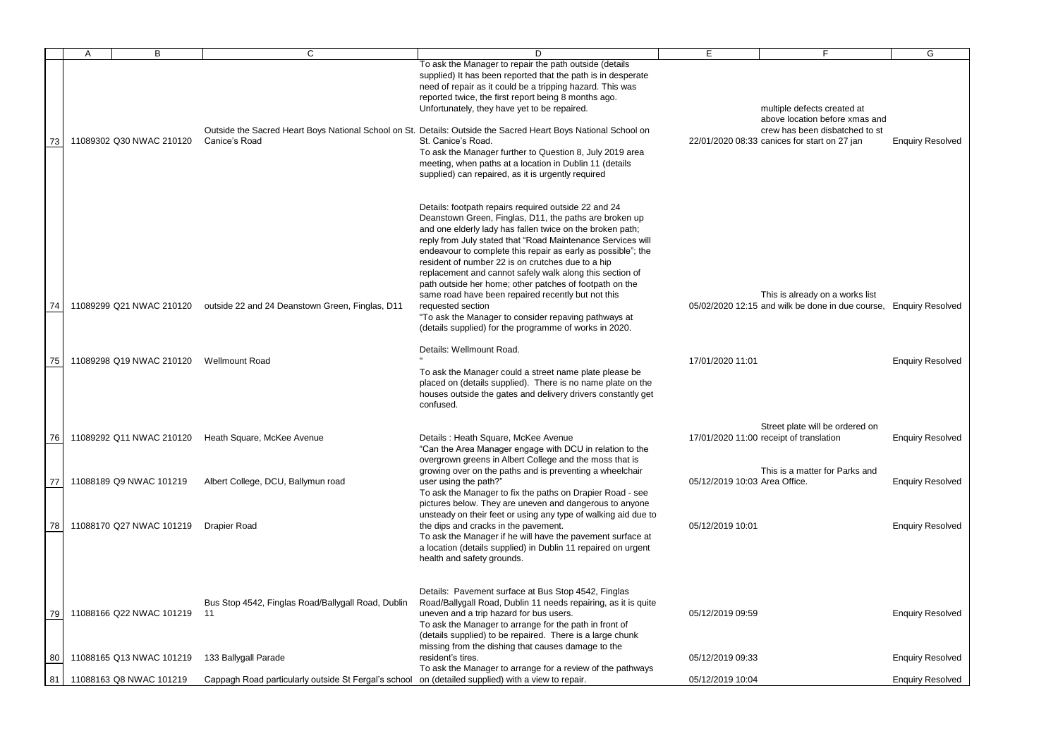| | A | B | C | D | E | F | G |
|---|---|---|---|---|---|---|---|
| 73 | | 11089302 Q30 NWAC 210120 | Outside the Sacred Heart Boys National School on St. Canice's Road | To ask the Manager to repair the path outside (details supplied) It has been reported that the path is in desperate need of repair as it could be a tripping hazard. This was reported twice, the first report being 8 months ago. Unfortunately, they have yet to be repaired. Details: Outside the Sacred Heart Boys National School on St. Canice's Road. | 22/01/2020 08:33 | multiple defects created at above location before xmas and crew has been disbatched to st canices for start on 27 jan | Enquiry Resolved |
| 74 | | 11089299 Q21 NWAC 210120 | outside 22 and 24 Deanstown Green, Finglas, D11 | To ask the Manager further to Question 8, July 2019 area meeting, when paths at a location in Dublin 11 (details supplied) can repaired, as it is urgently required Details: footpath repairs required outside 22 and 24 Deanstown Green, Finglas, D11, the paths are broken up and one elderly lady has fallen twice on the broken path; reply from July stated that "Road Maintenance Services will endeavour to complete this repair as early as possible"; the resident of number 22 is on crutches due to a hip replacement and cannot safely walk along this section of path outside her home; other patches of footpath on the same road have been repaired recently but not this requested section | 05/02/2020 12:15 | This is already on a works list and wilk be done in due course, | Enquiry Resolved |
| 75 | | 11089298 Q19 NWAC 210120 | Wellmount Road | "To ask the Manager to consider repaving pathways at (details supplied) for the programme of works in 2020. Details: Wellmount Road. " | 17/01/2020 11:01 | | Enquiry Resolved |
| 76 | | 11089292 Q11 NWAC 210120 | Heath Square, McKee Avenue | To ask the Manager could a street name plate please be placed on (details supplied). There is no name plate on the houses outside the gates and delivery drivers constantly get confused. Details : Heath Square, McKee Avenue | 17/01/2020 11:00 | Street plate will be ordered on receipt of translation | Enquiry Resolved |
| 77 | | 11088189 Q9 NWAC 101219 | Albert College, DCU, Ballymun road | "Can the Area Manager engage with DCU in relation to the overgrown greens in Albert College and the moss that is growing over on the paths and is preventing a wheelchair user using the path?" | 05/12/2019 10:03 | This is a matter for Parks and Area Office. | Enquiry Resolved |
| 78 | | 11088170 Q27 NWAC 101219 | Drapier Road | To ask the Manager to fix the paths on Drapier Road - see pictures below. They are uneven and dangerous to anyone unsteady on their feet or using any type of walking aid due to the dips and cracks in the pavement. | 05/12/2019 10:01 | | Enquiry Resolved |
| 79 | | 11088166 Q22 NWAC 101219 | Bus Stop 4542, Finglas Road/Ballygall Road, Dublin 11 | To ask the Manager if he will have the pavement surface at a location (details supplied) in Dublin 11 repaired on urgent health and safety grounds. Details: Pavement surface at Bus Stop 4542, Finglas Road/Ballygall Road, Dublin 11 needs repairing, as it is quite uneven and a trip hazard for bus users. | 05/12/2019 09:59 | | Enquiry Resolved |
| 80 | | 11088165 Q13 NWAC 101219 | 133 Ballygall Parade | To ask the Manager to arrange for the path in front of (details supplied) to be repaired. There is a large chunk missing from the dishing that causes damage to the resident's tires. | 05/12/2019 09:33 | | Enquiry Resolved |
| 81 | | 11088163 Q8 NWAC 101219 | Cappagh Road particularly outside St Fergal's school | To ask the Manager to arrange for a review of the pathways on (detailed supplied) with a view to repair. | 05/12/2019 10:04 | | Enquiry Resolved |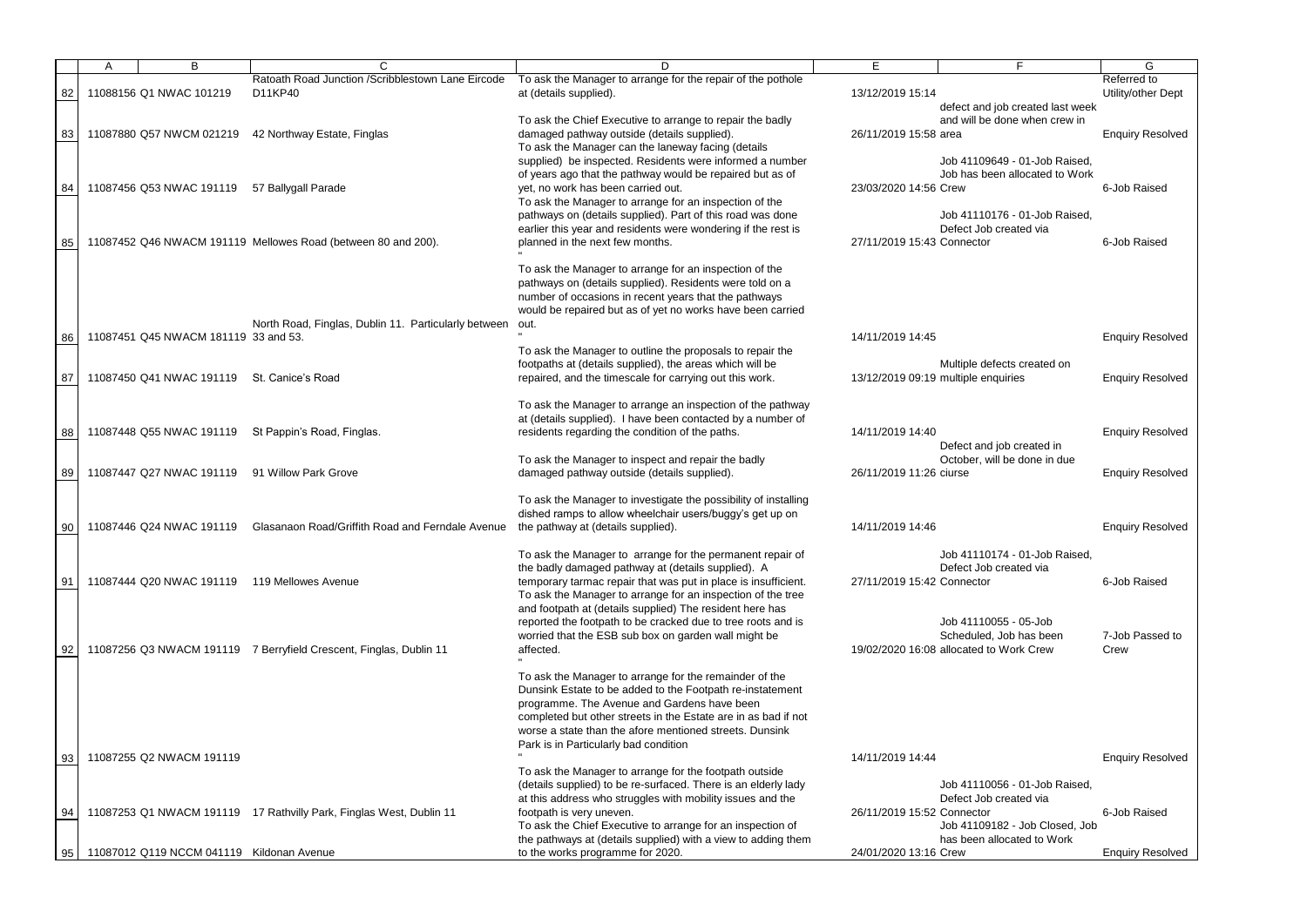| | A | B | C | D | E | F | G |
|---|---|---|---|---|---|---|---|
| 82 | 11088156 | Q1 NWAC 101219 | Ratoath Road Junction /Scribblestown Lane Eircode D11KP40 | To ask the Manager to arrange for the repair of the pothole at (details supplied). | 13/12/2019 15:14 | | Referred to Utility/other Dept |
| 83 | 11087880 | Q57 NWCM 021219 | 42 Northway Estate, Finglas | To ask the Chief Executive to arrange to repair the badly damaged pathway outside (details supplied). | 26/11/2019 15:58 | defect and job created last week and will be done when crew in area | Enquiry Resolved |
| 84 | 11087456 | Q53 NWAC 191119 | 57 Ballygall Parade | To ask the Manager can the laneway facing (details supplied) be inspected. Residents were informed a number of years ago that the pathway would be repaired but as of yet, no work has been carried out. | 23/03/2020 14:56 | Job 41109649 - 01-Job Raised, Job has been allocated to Work Crew | 6-Job Raised |
| 85 | 11087452 | Q46 NWACM 191119 | Mellowes Road (between 80 and 200). | To ask the Manager to arrange for an inspection of the pathways on (details supplied). Part of this road was done earlier this year and residents were wondering if the rest is planned in the next few months. | 27/11/2019 15:43 | Job 41110176 - 01-Job Raised, Defect Job created via Connector | 6-Job Raised |
| 86 | 11087451 | Q45 NWACM 181119 | North Road, Finglas, Dublin 11. Particularly between 33 and 53. | " To ask the Manager to arrange for an inspection of the pathways on (details supplied). Residents were told on a number of occasions in recent years that the pathways would be repaired but as of yet no works have been carried out. " | 14/11/2019 14:45 | | Enquiry Resolved |
| 87 | 11087450 | Q41 NWAC 191119 | St. Canice's Road | To ask the Manager to outline the proposals to repair the footpaths at (details supplied), the areas which will be repaired, and the timescale for carrying out this work. | 13/12/2019 09:19 | Multiple defects created on multiple enquiries | Enquiry Resolved |
| 88 | 11087448 | Q55 NWAC 191119 | St Pappin's Road, Finglas. | To ask the Manager to arrange an inspection of the pathway at (details supplied). I have been contacted by a number of residents regarding the condition of the paths. | 14/11/2019 14:40 | | Enquiry Resolved |
| 89 | 11087447 | Q27 NWAC 191119 | 91 Willow Park Grove | To ask the Manager to inspect and repair the badly damaged pathway outside (details supplied). | 26/11/2019 11:26 | Defect and job created in October, will be done in due ciurse | Enquiry Resolved |
| 90 | 11087446 | Q24 NWAC 191119 | Glasanaon Road/Griffith Road and Ferndale Avenue | To ask the Manager to investigate the possibility of installing dished ramps to allow wheelchair users/buggy's get up on the pathway at (details supplied). | 14/11/2019 14:46 | | Enquiry Resolved |
| 91 | 11087444 | Q20 NWAC 191119 | 119 Mellowes Avenue | To ask the Manager to arrange for the permanent repair of the badly damaged pathway at (details supplied). A temporary tarmac repair that was put in place is insufficient. | 27/11/2019 15:42 | Job 41110174 - 01-Job Raised, Defect Job created via Connector | 6-Job Raised |
| 92 | 11087256 | Q3 NWACM 191119 | 7 Berryfield Crescent, Finglas, Dublin 11 | To ask the Manager to arrange for an inspection of the tree and footpath at (details supplied) The resident here has reported the footpath to be cracked due to tree roots and is worried that the ESB sub box on garden wall might be affected. | 19/02/2020 16:08 | Job 41110055 - 05-Job Scheduled, Job has been allocated to Work Crew | 7-Job Passed to Crew |
| 93 | 11087255 | Q2 NWACM 191119 | | " To ask the Manager to arrange for the remainder of the Dunsink Estate to be added to the Footpath re-instatement programme. The Avenue and Gardens have been completed but other streets in the Estate are in as bad if not worse a state than the afore mentioned streets. Dunsink Park is in Particularly bad condition " | 14/11/2019 14:44 | | Enquiry Resolved |
| 94 | 11087253 | Q1 NWACM 191119 | 17 Rathvilly Park, Finglas West, Dublin 11 | To ask the Manager to arrange for the footpath outside (details supplied) to be re-surfaced. There is an elderly lady at this address who struggles with mobility issues and the footpath is very uneven. | 26/11/2019 15:52 | Job 41110056 - 01-Job Raised, Defect Job created via Connector | 6-Job Raised |
| 95 | 11087012 | Q119 NCCM 041119 | Kildonan Avenue | To ask the Chief Executive to arrange for an inspection of the pathways at (details supplied) with a view to adding them to the works programme for 2020. | 24/01/2020 13:16 | Job 41109182 - Job Closed, Job has been allocated to Work Crew | Enquiry Resolved |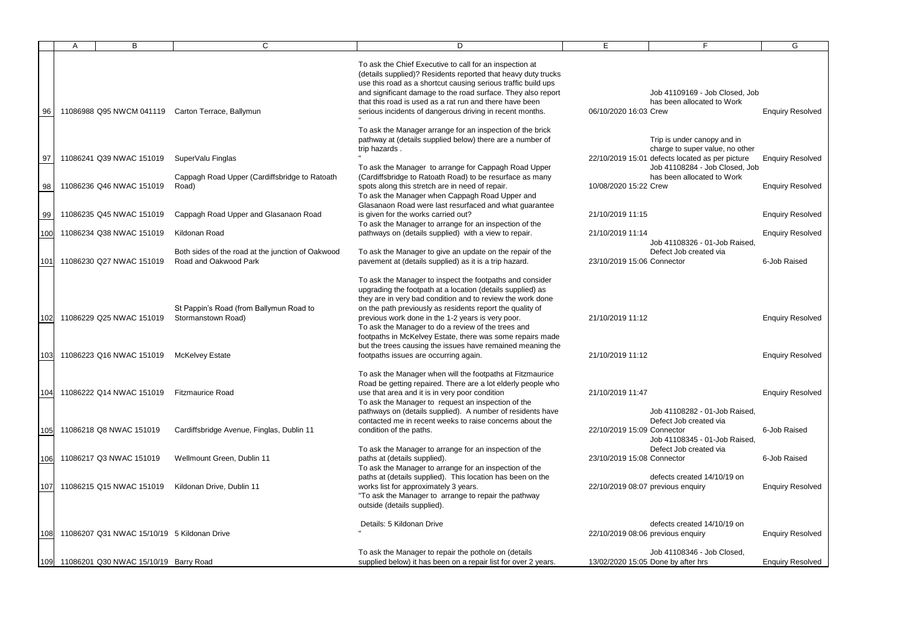| | A | B | C | D | E | F | G |
|---|---|---|---|---|---|---|---|
| 96 | | 11086988 Q95 NWCM 041119 | Carton Terrace, Ballymun | To ask the Chief Executive to call for an inspection at (details supplied)? Residents reported that heavy duty trucks use this road as a shortcut causing serious traffic build ups and significant damage to the road surface. They also report that this road is used as a rat run and there have been serious incidents of dangerous driving in recent months. " | 06/10/2020 16:03 | Job 41109169 - Job Closed, Job has been allocated to Work Crew | Enquiry Resolved |
| 97 | | 11086241 Q39 NWAC 151019 | SuperValu Finglas | To ask the Manager arrange for an inspection of the brick pathway at (details supplied below) there are a number of trip hazards . " | 22/10/2019 15:01 | Trip is under canopy and in charge to super value, no other defects located as per picture | Enquiry Resolved |
| 98 | | 11086236 Q46 NWAC 151019 | Cappagh Road Upper (Cardiffsbridge to Ratoath Road) | To ask the Manager to arrange for Cappagh Road Upper (Cardiffsbridge to Ratoath Road) to be resurface as many spots along this stretch are in need of repair. | 10/08/2020 15:22 | Job 41108284 - Job Closed, Job has been allocated to Work Crew | Enquiry Resolved |
| 99 | | 11086235 Q45 NWAC 151019 | Cappagh Road Upper and Glasanaon Road | To ask the Manager when Cappagh Road Upper and Glasanaon Road were last resurfaced and what guarantee is given for the works carried out? | 21/10/2019 11:15 | | Enquiry Resolved |
| 100 | | 11086234 Q38 NWAC 151019 | Kildonan Road | To ask the Manager to arrange for an inspection of the pathways on (details supplied) with a view to repair. | 21/10/2019 11:14 | | Enquiry Resolved |
| 101 | | 11086230 Q27 NWAC 151019 | Both sides of the road at the junction of Oakwood Road and Oakwood Park | To ask the Manager to give an update on the repair of the pavement at (details supplied) as it is a trip hazard. | 23/10/2019 15:06 | Job 41108326 - 01-Job Raised, Defect Job created via Connector | 6-Job Raised |
| 102 | | 11086229 Q25 NWAC 151019 | St Pappin's Road (from Ballymun Road to Stormanstown Road) | To ask the Manager to inspect the footpaths and consider upgrading the footpath at a location (details supplied) as they are in very bad condition and to review the work done on the path previously as residents report the quality of previous work done in the 1-2 years is very poor. | 21/10/2019 11:12 | | Enquiry Resolved |
| 103 | | 11086223 Q16 NWAC 151019 | McKelvey Estate | To ask the Manager to do a review of the trees and footpaths in McKelvey Estate, there was some repairs made but the trees causing the issues have remained meaning the footpaths issues are occurring again. | 21/10/2019 11:12 | | Enquiry Resolved |
| 104 | | 11086222 Q14 NWAC 151019 | Fitzmaurice Road | To ask the Manager when will the footpaths at Fitzmaurice Road be getting repaired. There are a lot elderly people who use that area and it is in very poor condition | 21/10/2019 11:47 | | Enquiry Resolved |
| 105 | | 11086218 Q8 NWAC 151019 | Cardiffsbridge Avenue, Finglas, Dublin 11 | To ask the Manager to request an inspection of the pathways on (details supplied). A number of residents have contacted me in recent weeks to raise concerns about the condition of the paths. | 22/10/2019 15:09 | Job 41108282 - 01-Job Raised, Defect Job created via Connector | 6-Job Raised |
| 106 | | 11086217 Q3 NWAC 151019 | Wellmount Green, Dublin 11 | To ask the Manager to arrange for an inspection of the paths at (details supplied). | 23/10/2019 15:08 | Job 41108345 - 01-Job Raised, Defect Job created via Connector | 6-Job Raised |
| 107 | | 11086215 Q15 NWAC 151019 | Kildonan Drive, Dublin 11 | To ask the Manager to arrange for an inspection of the paths at (details supplied). This location has been on the works list for approximately 3 years. | 22/10/2019 08:07 | defects created 14/10/19 on previous enquiry | Enquiry Resolved |
| 108 | | 11086207 Q31 NWAC 15/10/19 | 5 Kildonan Drive | "To ask the Manager to arrange to repair the pathway outside (details supplied). Details: 5 Kildonan Drive " | 22/10/2019 08:06 | defects created 14/10/19 on previous enquiry | Enquiry Resolved |
| 109 | | 11086201 Q30 NWAC 15/10/19 | Barry Road | To ask the Manager to repair the pothole on (details supplied below) it has been on a repair list for over 2 years. | 13/02/2020 15:05 | Job 41108346 - Job Closed, Done by after hrs | Enquiry Resolved |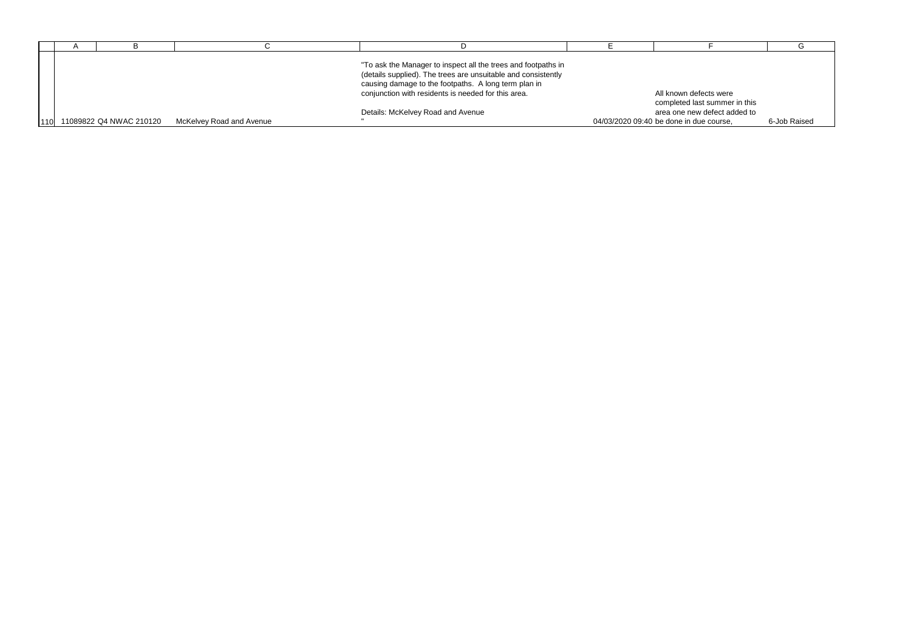| | A | B | C | D | E | F | G |
|---|---|---|---|---|---|---|---|
| 110 | 11089822 | Q4 NWAC 210120 | McKelvey Road and Avenue | "To ask the Manager to inspect all the trees and footpaths in (details supplied). The trees are unsuitable and consistently causing damage to the footpaths. A long term plan in conjunction with residents is needed for this area.<br><br>Details: McKelvey Road and Avenue<br>" | 04/03/2020 09:40 | All known defects were completed last summer in this area one new defect added to be done in due course, | 6-Job Raised |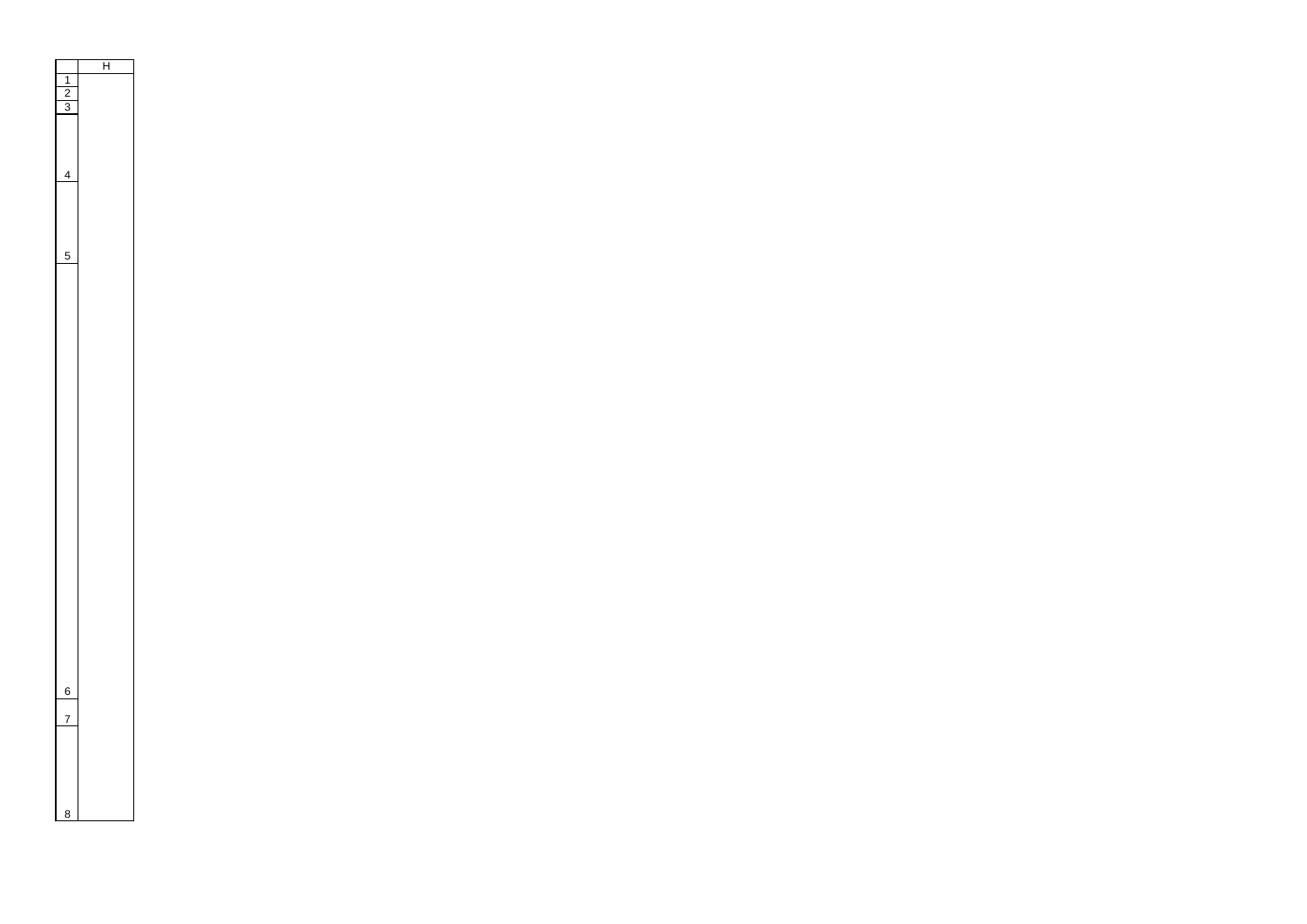| | H |
|---|---|
| 1 | |
| 2 | |
| 3 | |
| 4 | |
| 5 | |
| 6 | |
| 7 | |
| 8 | |